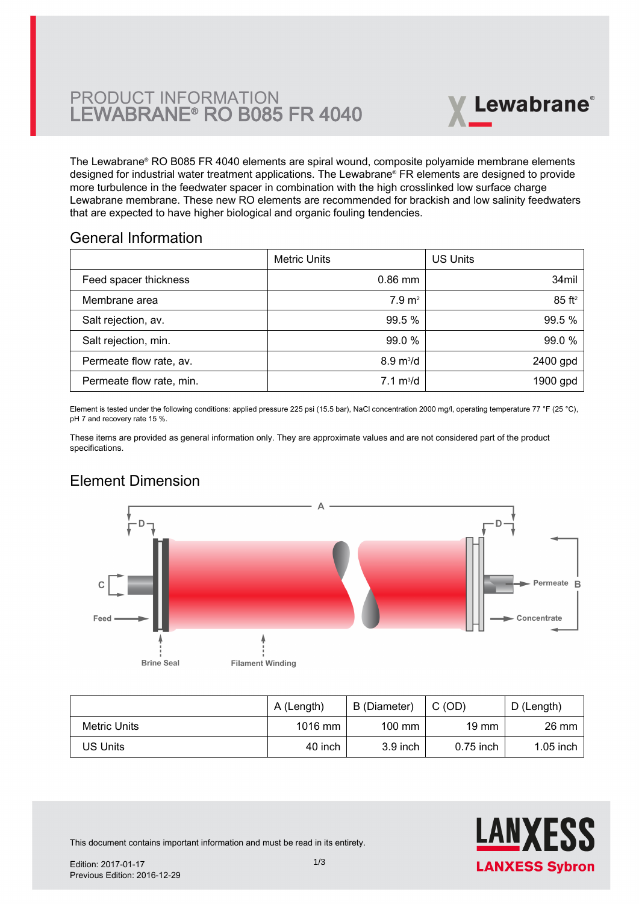# PRODUCT INFORMATION
# LEWABRANE® RO B085 FR 4040

Lewabrane®

The Lewabrane® RO B085 FR 4040 elements are spiral wound, composite polyamide membrane elements designed for industrial water treatment applications. The Lewabrane® FR elements are designed to provide more turbulence in the feedwater spacer in combination with the high crosslinked low surface charge Lewabrane membrane. These new RO elements are recommended for brackish and low salinity feedwaters that are expected to have higher biological and organic fouling tendencies.

## General Information

| | Metric Units | US Units |
|---|---|---|
| Feed spacer thickness | 0.86 mm | 34mil |
| Membrane area | 7.9 $m^2$ | 85 $ft^2$ |
| Salt rejection, av. | 99.5 % | 99.5 % |
| Salt rejection, min. | 99.0 % | 99.0 % |
| Permeate flow rate, av. | 8.9 $m^3/d$ | 2400 gpd |
| Permeate flow rate, min. | 7.1 $m^3/d$ | 1900 gpd |

Element is tested under the following conditions: applied pressure 225 psi (15.5 bar), NaCl concentration 2000 mg/l, operating temperature 77 °F (25 °C), pH 7 and recovery rate 15 %.

These items are provided as general information only. They are approximate values and are not considered part of the product specifications.

## Element Dimension

A, B, C, D, Feed, Permeate, Concentrate, Brine Seal, Filament Winding

| | A (Length) | B (Diameter) | C (OD) | D (Length) |
|---|---|---|---|---|
| Metric Units | 1016 mm | 100 mm | 19 mm | 26 mm |
| US Units | 40 inch | 3.9 inch | 0.75 inch | 1.05 inch |

This document contains important information and must be read in its entirety.

Edition: 2017-01-17
Previous Edition: 2016-12-29

LANXESS
LANXESS Sybron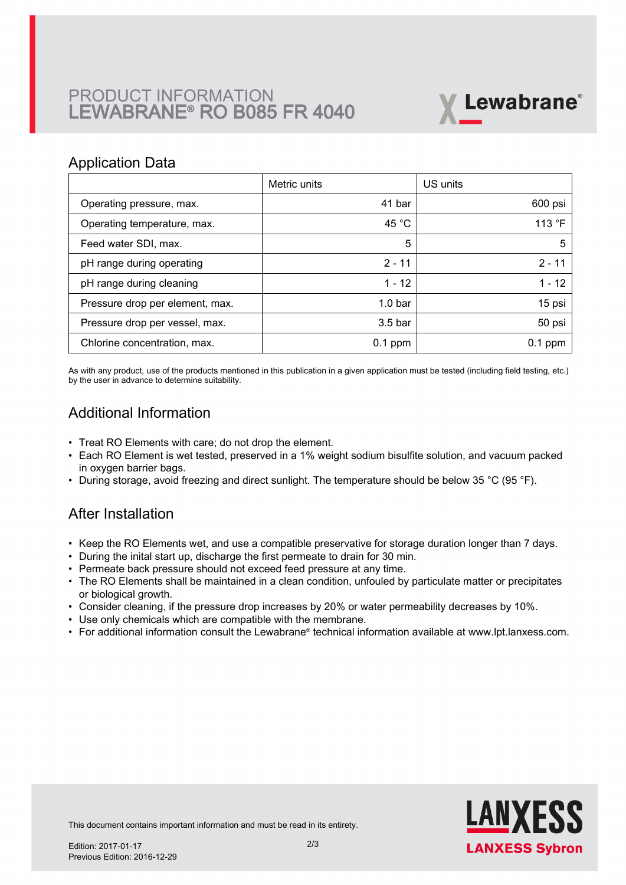# PRODUCT INFORMATION
# LEWABRANE® RO B085 FR 4040

## Application Data

| | Metric units | US units |
|---|---:|---:|
| Operating pressure, max. | 41 bar | 600 psi |
| Operating temperature, max. | 45 °C | 113 °F |
| Feed water SDI, max. | 5 | 5 |
| pH range during operating | 2 - 11 | 2 - 11 |
| pH range during cleaning | 1 - 12 | 1 - 12 |
| Pressure drop per element, max. | 1.0 bar | 15 psi |
| Pressure drop per vessel, max. | 3.5 bar | 50 psi |
| Chlorine concentration, max. | 0.1 ppm | 0.1 ppm |

As with any product, use of the products mentioned in this publication in a given application must be tested (including field testing, etc.) by the user in advance to determine suitability.

## Additional Information

- Treat RO Elements with care; do not drop the element.
- Each RO Element is wet tested, preserved in a 1% weight sodium bisulfite solution, and vacuum packed in oxygen barrier bags.
- During storage, avoid freezing and direct sunlight. The temperature should be below 35 °C (95 °F).

## After Installation

- Keep the RO Elements wet, and use a compatible preservative for storage duration longer than 7 days.
- During the inital start up, discharge the first permeate to drain for 30 min.
- Permeate back pressure should not exceed feed pressure at any time.
- The RO Elements shall be maintained in a clean condition, unfouled by particulate matter or precipitates or biological growth.
- Consider cleaning, if the pressure drop increases by 20% or water permeability decreases by 10%.
- Use only chemicals which are compatible with the membrane.
- For additional information consult the Lewabrane® technical information available at www.lpt.lanxess.com.

This document contains important information and must be read in its entirety.

Edition: 2017-01-17
Previous Edition: 2016-12-29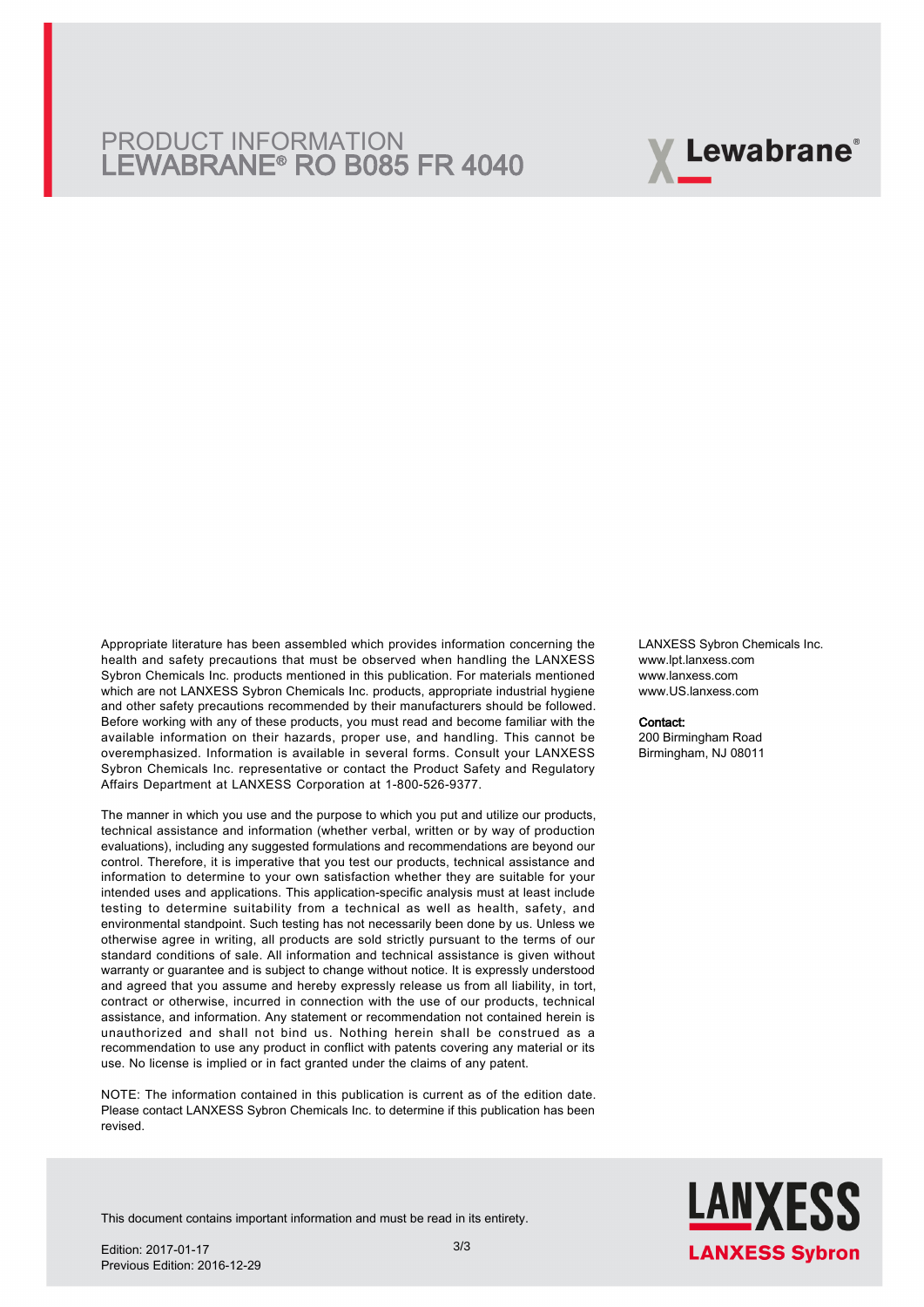# PRODUCT INFORMATION
# LEWABRANE® RO B085 FR 4040

Appropriate literature has been assembled which provides information concerning the health and safety precautions that must be observed when handling the LANXESS Sybron Chemicals Inc. products mentioned in this publication. For materials mentioned which are not LANXESS Sybron Chemicals Inc. products, appropriate industrial hygiene and other safety precautions recommended by their manufacturers should be followed. Before working with any of these products, you must read and become familiar with the available information on their hazards, proper use, and handling. This cannot be overemphasized. Information is available in several forms. Consult your LANXESS Sybron Chemicals Inc. representative or contact the Product Safety and Regulatory Affairs Department at LANXESS Corporation at 1-800-526-9377.

The manner in which you use and the purpose to which you put and utilize our products, technical assistance and information (whether verbal, written or by way of production evaluations), including any suggested formulations and recommendations are beyond our control. Therefore, it is imperative that you test our products, technical assistance and information to determine to your own satisfaction whether they are suitable for your intended uses and applications. This application-specific analysis must at least include testing to determine suitability from a technical as well as health, safety, and environmental standpoint. Such testing has not necessarily been done by us. Unless we otherwise agree in writing, all products are sold strictly pursuant to the terms of our standard conditions of sale. All information and technical assistance is given without warranty or guarantee and is subject to change without notice. It is expressly understood and agreed that you assume and hereby expressly release us from all liability, in tort, contract or otherwise, incurred in connection with the use of our products, technical assistance, and information. Any statement or recommendation not contained herein is unauthorized and shall not bind us. Nothing herein shall be construed as a recommendation to use any product in conflict with patents covering any material or its use. No license is implied or in fact granted under the claims of any patent.

NOTE: The information contained in this publication is current as of the edition date. Please contact LANXESS Sybron Chemicals Inc. to determine if this publication has been revised.

LANXESS Sybron Chemicals Inc.
www.lpt.lanxess.com
www.lanxess.com
www.US.lanxess.com

**Contact:**
200 Birmingham Road
Birmingham, NJ 08011

This document contains important information and must be read in its entirety.

Edition: 2017-01-17
Previous Edition: 2016-12-29